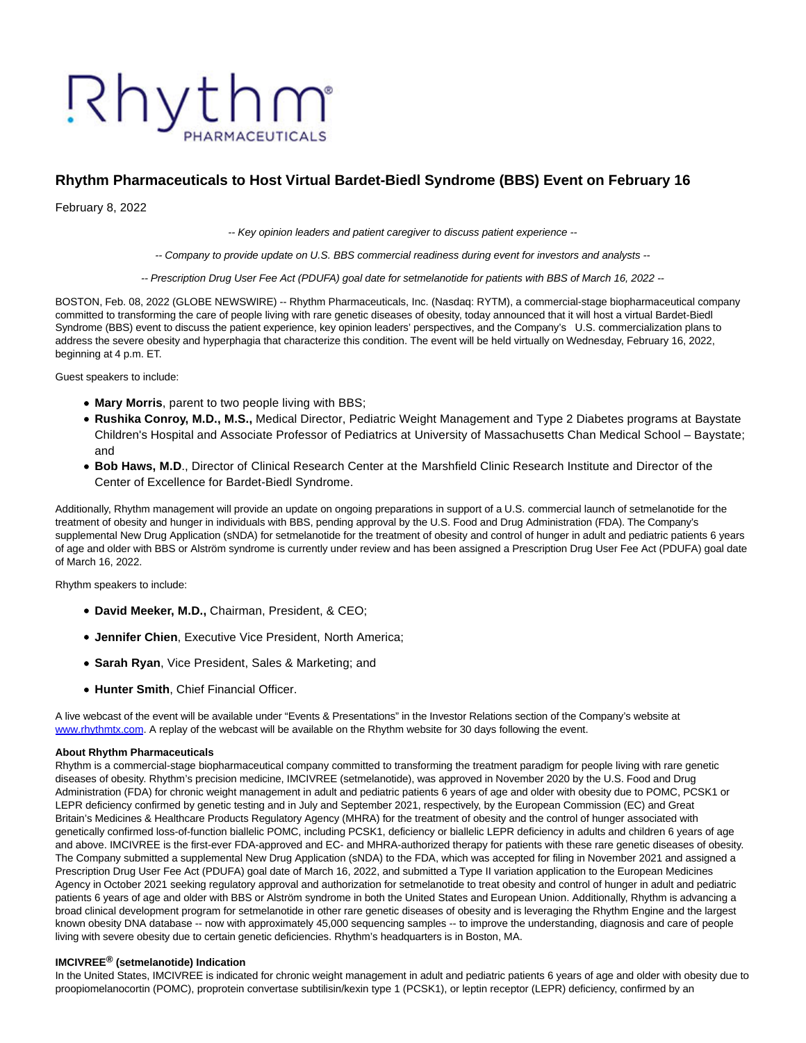Rhythm PHARMACEUTICALS

# Rhythm Pharmaceuticals to Host Virtual Bardet-Biedl Syndrome (BBS) Event on February 16

February 8, 2022

*-- Key opinion leaders and patient caregiver to discuss patient experience --*

*-- Company to provide update on U.S. BBS commercial readiness during event for investors and analysts --*

*-- Prescription Drug User Fee Act (PDUFA) goal date for setmelanotide for patients with BBS of March 16, 2022 --*

BOSTON, Feb. 08, 2022 (GLOBE NEWSWIRE) -- Rhythm Pharmaceuticals, Inc. (Nasdaq: RYTM), a commercial-stage biopharmaceutical company committed to transforming the care of people living with rare genetic diseases of obesity, today announced that it will host a virtual Bardet-Biedl Syndrome (BBS) event to discuss the patient experience, key opinion leaders' perspectives, and the Company's U.S. commercialization plans to address the severe obesity and hyperphagia that characterize this condition. The event will be held virtually on Wednesday, February 16, 2022, beginning at 4 p.m. ET.

Guest speakers to include:

- **Mary Morris**, parent to two people living with BBS;
- **Rushika Conroy, M.D., M.S.,** Medical Director, Pediatric Weight Management and Type 2 Diabetes programs at Baystate Children's Hospital and Associate Professor of Pediatrics at University of Massachusetts Chan Medical School – Baystate; and
- **Bob Haws, M.D**., Director of Clinical Research Center at the Marshfield Clinic Research Institute and Director of the Center of Excellence for Bardet-Biedl Syndrome.

Additionally, Rhythm management will provide an update on ongoing preparations in support of a U.S. commercial launch of setmelanotide for the treatment of obesity and hunger in individuals with BBS, pending approval by the U.S. Food and Drug Administration (FDA). The Company's supplemental New Drug Application (sNDA) for setmelanotide for the treatment of obesity and control of hunger in adult and pediatric patients 6 years of age and older with BBS or Alström syndrome is currently under review and has been assigned a Prescription Drug User Fee Act (PDUFA) goal date of March 16, 2022.

Rhythm speakers to include:

- **David Meeker, M.D.,** Chairman, President, & CEO;
- **Jennifer Chien**, Executive Vice President, North America;
- **Sarah Ryan**, Vice President, Sales & Marketing; and
- **Hunter Smith**, Chief Financial Officer.

A live webcast of the event will be available under "Events & Presentations" in the Investor Relations section of the Company's website at [www.rhythmtx.com](www.rhythmtx.com). A replay of the webcast will be available on the Rhythm website for 30 days following the event.

**About Rhythm Pharmaceuticals**

Rhythm is a commercial-stage biopharmaceutical company committed to transforming the treatment paradigm for people living with rare genetic diseases of obesity. Rhythm's precision medicine, IMCIVREE (setmelanotide), was approved in November 2020 by the U.S. Food and Drug Administration (FDA) for chronic weight management in adult and pediatric patients 6 years of age and older with obesity due to POMC, PCSK1 or LEPR deficiency confirmed by genetic testing and in July and September 2021, respectively, by the European Commission (EC) and Great Britain's Medicines & Healthcare Products Regulatory Agency (MHRA) for the treatment of obesity and the control of hunger associated with genetically confirmed loss-of-function biallelic POMC, including PCSK1, deficiency or biallelic LEPR deficiency in adults and children 6 years of age and above. IMCIVREE is the first-ever FDA-approved and EC- and MHRA-authorized therapy for patients with these rare genetic diseases of obesity. The Company submitted a supplemental New Drug Application (sNDA) to the FDA, which was accepted for filing in November 2021 and assigned a Prescription Drug User Fee Act (PDUFA) goal date of March 16, 2022, and submitted a Type II variation application to the European Medicines Agency in October 2021 seeking regulatory approval and authorization for setmelanotide to treat obesity and control of hunger in adult and pediatric patients 6 years of age and older with BBS or Alström syndrome in both the United States and European Union. Additionally, Rhythm is advancing a broad clinical development program for setmelanotide in other rare genetic diseases of obesity and is leveraging the Rhythm Engine and the largest known obesity DNA database -- now with approximately 45,000 sequencing samples -- to improve the understanding, diagnosis and care of people living with severe obesity due to certain genetic deficiencies. Rhythm's headquarters is in Boston, MA.

**IMCIVREE® (setmelanotide) Indication**

In the United States, IMCIVREE is indicated for chronic weight management in adult and pediatric patients 6 years of age and older with obesity due to proopiomelanocortin (POMC), proprotein convertase subtilisin/kexin type 1 (PCSK1), or leptin receptor (LEPR) deficiency, confirmed by an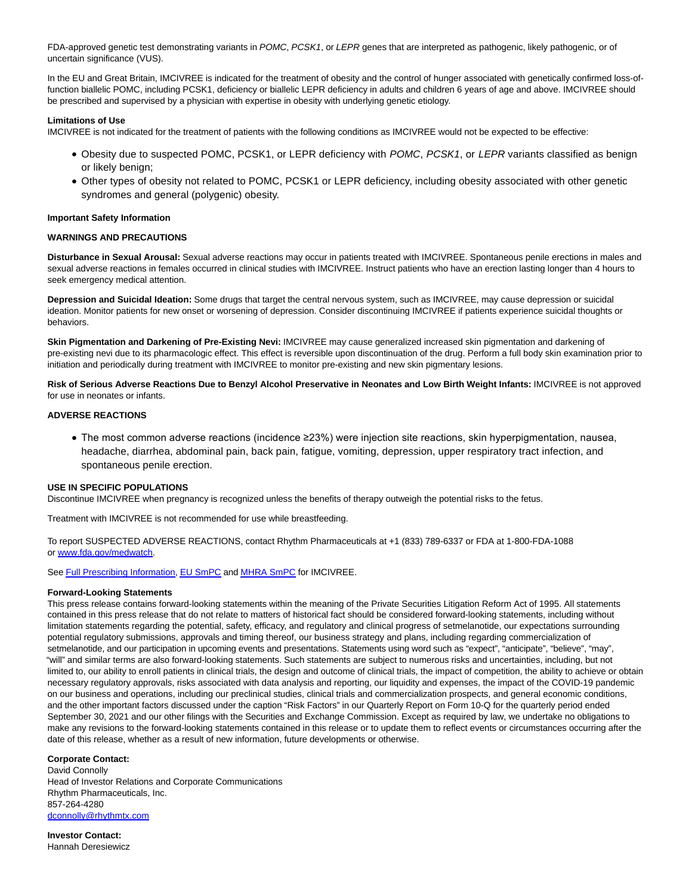FDA-approved genetic test demonstrating variants in *POMC*, *PCSK1*, or *LEPR* genes that are interpreted as pathogenic, likely pathogenic, or of uncertain significance (VUS).

In the EU and Great Britain, IMCIVREE is indicated for the treatment of obesity and the control of hunger associated with genetically confirmed loss-of-function biallelic POMC, including PCSK1, deficiency or biallelic LEPR deficiency in adults and children 6 years of age and above. IMCIVREE should be prescribed and supervised by a physician with expertise in obesity with underlying genetic etiology.

**Limitations of Use**
IMCIVREE is not indicated for the treatment of patients with the following conditions as IMCIVREE would not be expected to be effective:

- Obesity due to suspected POMC, PCSK1, or LEPR deficiency with *POMC*, *PCSK1*, or *LEPR* variants classified as benign or likely benign;
- Other types of obesity not related to POMC, PCSK1 or LEPR deficiency, including obesity associated with other genetic syndromes and general (polygenic) obesity.

**Important Safety Information**

**WARNINGS AND PRECAUTIONS**

**Disturbance in Sexual Arousal:** Sexual adverse reactions may occur in patients treated with IMCIVREE. Spontaneous penile erections in males and sexual adverse reactions in females occurred in clinical studies with IMCIVREE. Instruct patients who have an erection lasting longer than 4 hours to seek emergency medical attention.

**Depression and Suicidal Ideation:** Some drugs that target the central nervous system, such as IMCIVREE, may cause depression or suicidal ideation. Monitor patients for new onset or worsening of depression. Consider discontinuing IMCIVREE if patients experience suicidal thoughts or behaviors.

**Skin Pigmentation and Darkening of Pre-Existing Nevi:** IMCIVREE may cause generalized increased skin pigmentation and darkening of pre-existing nevi due to its pharmacologic effect. This effect is reversible upon discontinuation of the drug. Perform a full body skin examination prior to initiation and periodically during treatment with IMCIVREE to monitor pre-existing and new skin pigmentary lesions.

**Risk of Serious Adverse Reactions Due to Benzyl Alcohol Preservative in Neonates and Low Birth Weight Infants:** IMCIVREE is not approved for use in neonates or infants.

**ADVERSE REACTIONS**

- The most common adverse reactions (incidence ≥23%) were injection site reactions, skin hyperpigmentation, nausea, headache, diarrhea, abdominal pain, back pain, fatigue, vomiting, depression, upper respiratory tract infection, and spontaneous penile erection.

**USE IN SPECIFIC POPULATIONS**
Discontinue IMCIVREE when pregnancy is recognized unless the benefits of therapy outweigh the potential risks to the fetus.

Treatment with IMCIVREE is not recommended for use while breastfeeding.

To report SUSPECTED ADVERSE REACTIONS, contact Rhythm Pharmaceuticals at +1 (833) 789-6337 or FDA at 1-800-FDA-1088 or www.fda.gov/medwatch.

See Full Prescribing Information, EU SmPC and MHRA SmPC for IMCIVREE.

**Forward-Looking Statements**
This press release contains forward-looking statements within the meaning of the Private Securities Litigation Reform Act of 1995. All statements contained in this press release that do not relate to matters of historical fact should be considered forward-looking statements, including without limitation statements regarding the potential, safety, efficacy, and regulatory and clinical progress of setmelanotide, our expectations surrounding potential regulatory submissions, approvals and timing thereof, our business strategy and plans, including regarding commercialization of setmelanotide, and our participation in upcoming events and presentations. Statements using word such as "expect", "anticipate", "believe", "may", "will" and similar terms are also forward-looking statements. Such statements are subject to numerous risks and uncertainties, including, but not limited to, our ability to enroll patients in clinical trials, the design and outcome of clinical trials, the impact of competition, the ability to achieve or obtain necessary regulatory approvals, risks associated with data analysis and reporting, our liquidity and expenses, the impact of the COVID-19 pandemic on our business and operations, including our preclinical studies, clinical trials and commercialization prospects, and general economic conditions, and the other important factors discussed under the caption "Risk Factors" in our Quarterly Report on Form 10-Q for the quarterly period ended September 30, 2021 and our other filings with the Securities and Exchange Commission. Except as required by law, we undertake no obligations to make any revisions to the forward-looking statements contained in this release or to update them to reflect events or circumstances occurring after the date of this release, whether as a result of new information, future developments or otherwise.

**Corporate Contact:**
David Connolly
Head of Investor Relations and Corporate Communications
Rhythm Pharmaceuticals, Inc.
857-264-4280
dconnolly@rhythmtx.com

**Investor Contact:**
Hannah Deresiewicz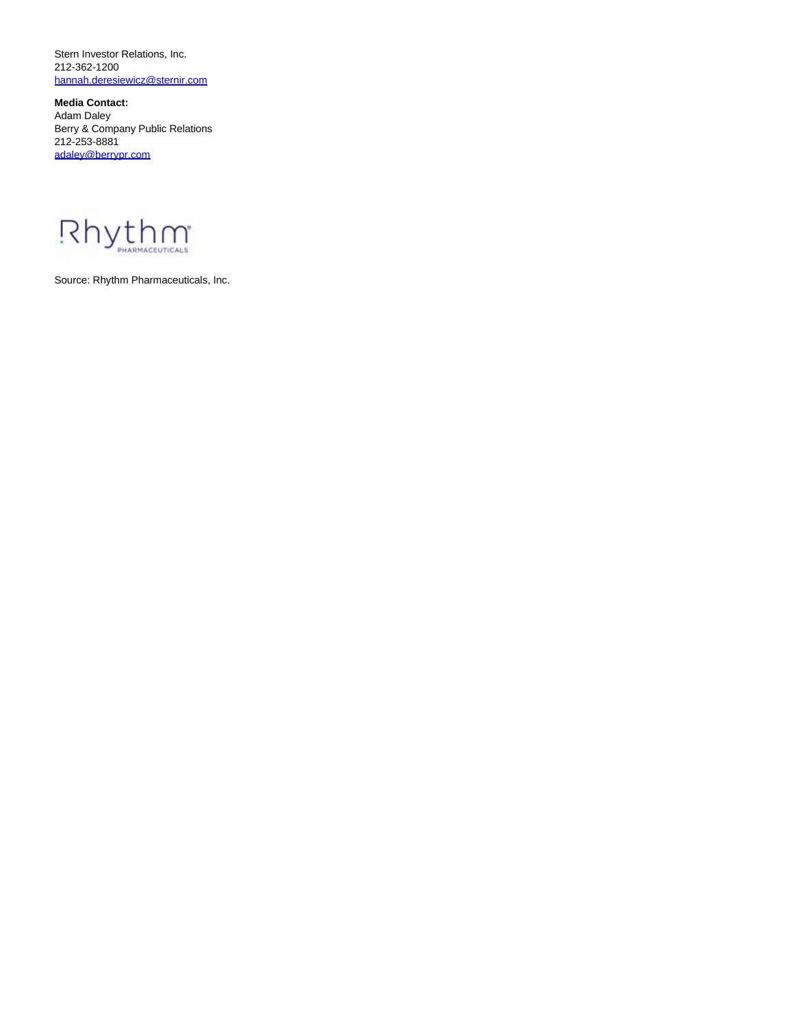Stern Investor Relations, Inc.
212-362-1200
hannah.deresiewicz@sternir.com

**Media Contact:**
Adam Daley
Berry & Company Public Relations
212-253-8881
adaley@berrypr.com

Source: Rhythm Pharmaceuticals, Inc.